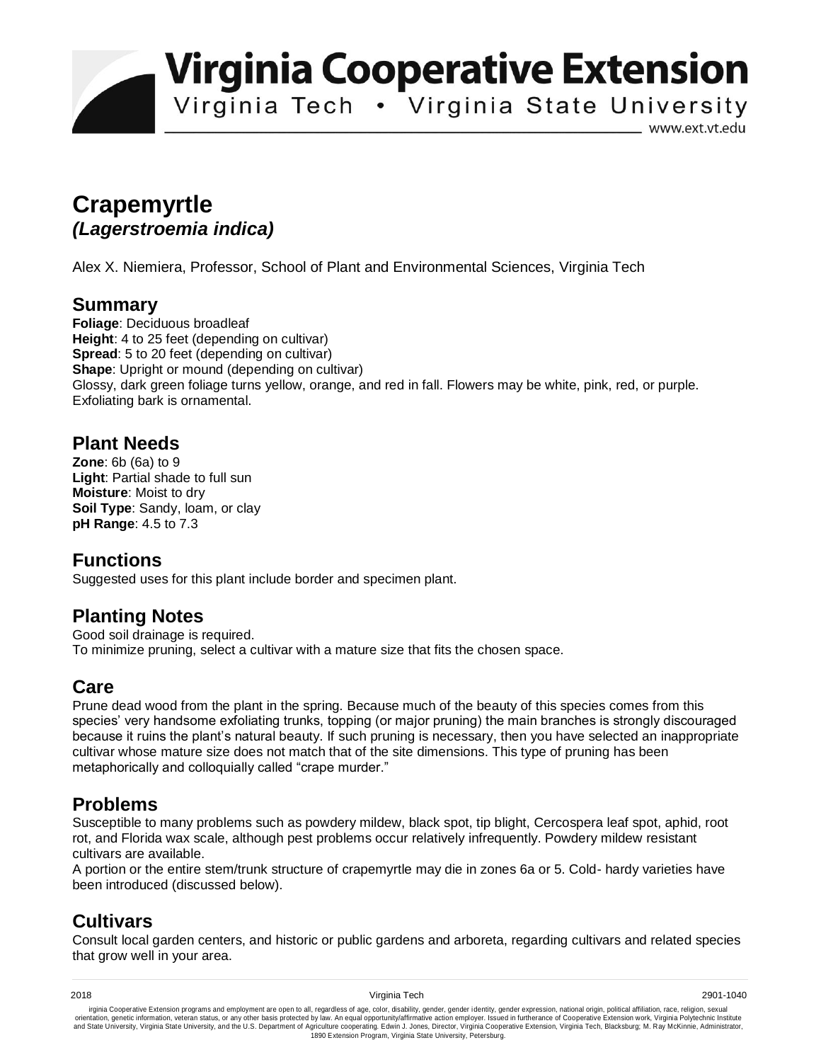# Virginia Cooperative Extension

Virginia Tech • Virginia State University

www.ext.vt.edu

# Crapemyrtle

## *(Lagerstroemia indica)*

Alex X. Niemiera, Professor, School of Plant and Environmental Sciences, Virginia Tech

## Summary

**Foliage**: Deciduous broadleaf
**Height**: 4 to 25 feet (depending on cultivar)
**Spread**: 5 to 20 feet (depending on cultivar)
**Shape**: Upright or mound (depending on cultivar)
Glossy, dark green foliage turns yellow, orange, and red in fall. Flowers may be white, pink, red, or purple. Exfoliating bark is ornamental.

## Plant Needs

**Zone**: 6b (6a) to 9
**Light**: Partial shade to full sun
**Moisture**: Moist to dry
**Soil Type**: Sandy, loam, or clay
**pH Range**: 4.5 to 7.3

## Functions

Suggested uses for this plant include border and specimen plant.

## Planting Notes

Good soil drainage is required.
To minimize pruning, select a cultivar with a mature size that fits the chosen space.

## Care

Prune dead wood from the plant in the spring. Because much of the beauty of this species comes from this species' very handsome exfoliating trunks, topping (or major pruning) the main branches is strongly discouraged because it ruins the plant's natural beauty. If such pruning is necessary, then you have selected an inappropriate cultivar whose mature size does not match that of the site dimensions. This type of pruning has been metaphorically and colloquially called "crape murder."

## Problems

Susceptible to many problems such as powdery mildew, black spot, tip blight, Cercospera leaf spot, aphid, root rot, and Florida wax scale, although pest problems occur relatively infrequently. Powdery mildew resistant cultivars are available.
A portion or the entire stem/trunk structure of crapemyrtle may die in zones 6a or 5. Cold- hardy varieties have been introduced (discussed below).

## Cultivars

Consult local garden centers, and historic or public gardens and arboreta, regarding cultivars and related species that grow well in your area.

2018 Virginia Tech 2901-1040

irginia Cooperative Extension programs and employment are open to all, regardless of age, color, disability, gender, gender identity, gender expression, national origin, political affiliation, race, religion, sexual orientation, genetic information, veteran status, or any other basis protected by law. An equal opportunity/affirmative action employer. Issued in furtherance of Cooperative Extension work, Virginia Polytechnic Institute and State University, Virginia State University, and the U.S. Department of Agriculture cooperating. Edwin J. Jones, Director, Virginia Cooperative Extension, Virginia Tech, Blacksburg; M. Ray McKinnie, Administrator, 1890 Extension Program, Virginia State University, Petersburg.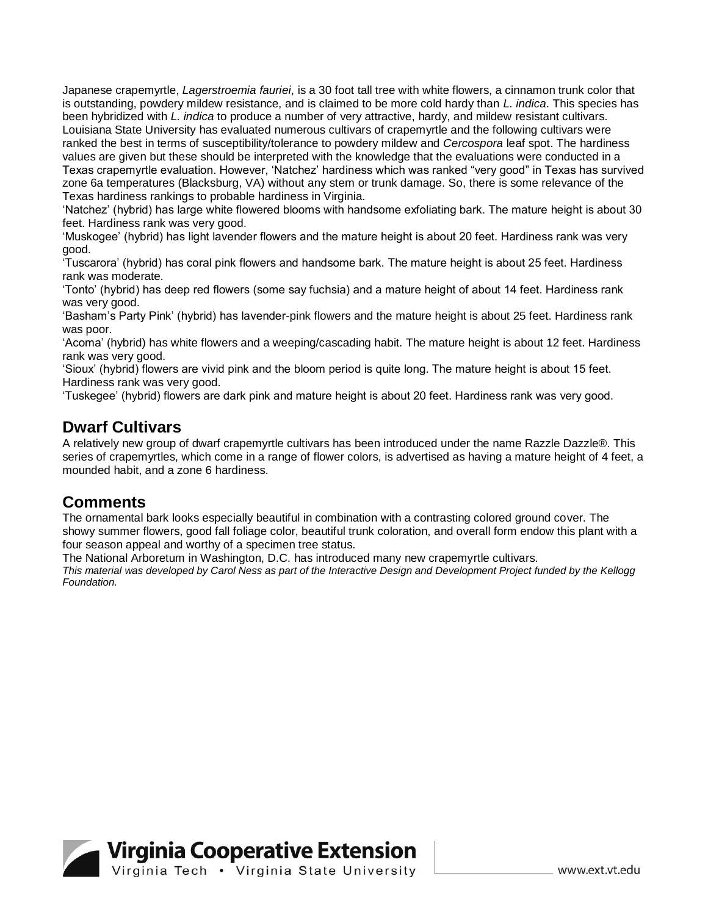Japanese crapemyrtle, *Lagerstroemia fauriei*, is a 30 foot tall tree with white flowers, a cinnamon trunk color that is outstanding, powdery mildew resistance, and is claimed to be more cold hardy than *L. indica*. This species has been hybridized with *L. indica* to produce a number of very attractive, hardy, and mildew resistant cultivars. Louisiana State University has evaluated numerous cultivars of crapemyrtle and the following cultivars were ranked the best in terms of susceptibility/tolerance to powdery mildew and *Cercospora* leaf spot. The hardiness values are given but these should be interpreted with the knowledge that the evaluations were conducted in a Texas crapemyrtle evaluation. However, 'Natchez' hardiness which was ranked "very good" in Texas has survived zone 6a temperatures (Blacksburg, VA) without any stem or trunk damage. So, there is some relevance of the Texas hardiness rankings to probable hardiness in Virginia.

'Natchez' (hybrid) has large white flowered blooms with handsome exfoliating bark. The mature height is about 30 feet. Hardiness rank was very good.

'Muskogee' (hybrid) has light lavender flowers and the mature height is about 20 feet. Hardiness rank was very good.

'Tuscarora' (hybrid) has coral pink flowers and handsome bark. The mature height is about 25 feet. Hardiness rank was moderate.

'Tonto' (hybrid) has deep red flowers (some say fuchsia) and a mature height of about 14 feet. Hardiness rank was very good.

'Basham's Party Pink' (hybrid) has lavender-pink flowers and the mature height is about 25 feet. Hardiness rank was poor.

'Acoma' (hybrid) has white flowers and a weeping/cascading habit. The mature height is about 12 feet. Hardiness rank was very good.

'Sioux' (hybrid) flowers are vivid pink and the bloom period is quite long. The mature height is about 15 feet. Hardiness rank was very good.

'Tuskegee' (hybrid) flowers are dark pink and mature height is about 20 feet. Hardiness rank was very good.

## Dwarf Cultivars

A relatively new group of dwarf crapemyrtle cultivars has been introduced under the name Razzle Dazzle®. This series of crapemyrtles, which come in a range of flower colors, is advertised as having a mature height of 4 feet, a mounded habit, and a zone 6 hardiness.

## Comments

The ornamental bark looks especially beautiful in combination with a contrasting colored ground cover. The showy summer flowers, good fall foliage color, beautiful trunk coloration, and overall form endow this plant with a four season appeal and worthy of a specimen tree status.

The National Arboretum in Washington, D.C. has introduced many new crapemyrtle cultivars.

*This material was developed by Carol Ness as part of the Interactive Design and Development Project funded by the Kellogg Foundation.*